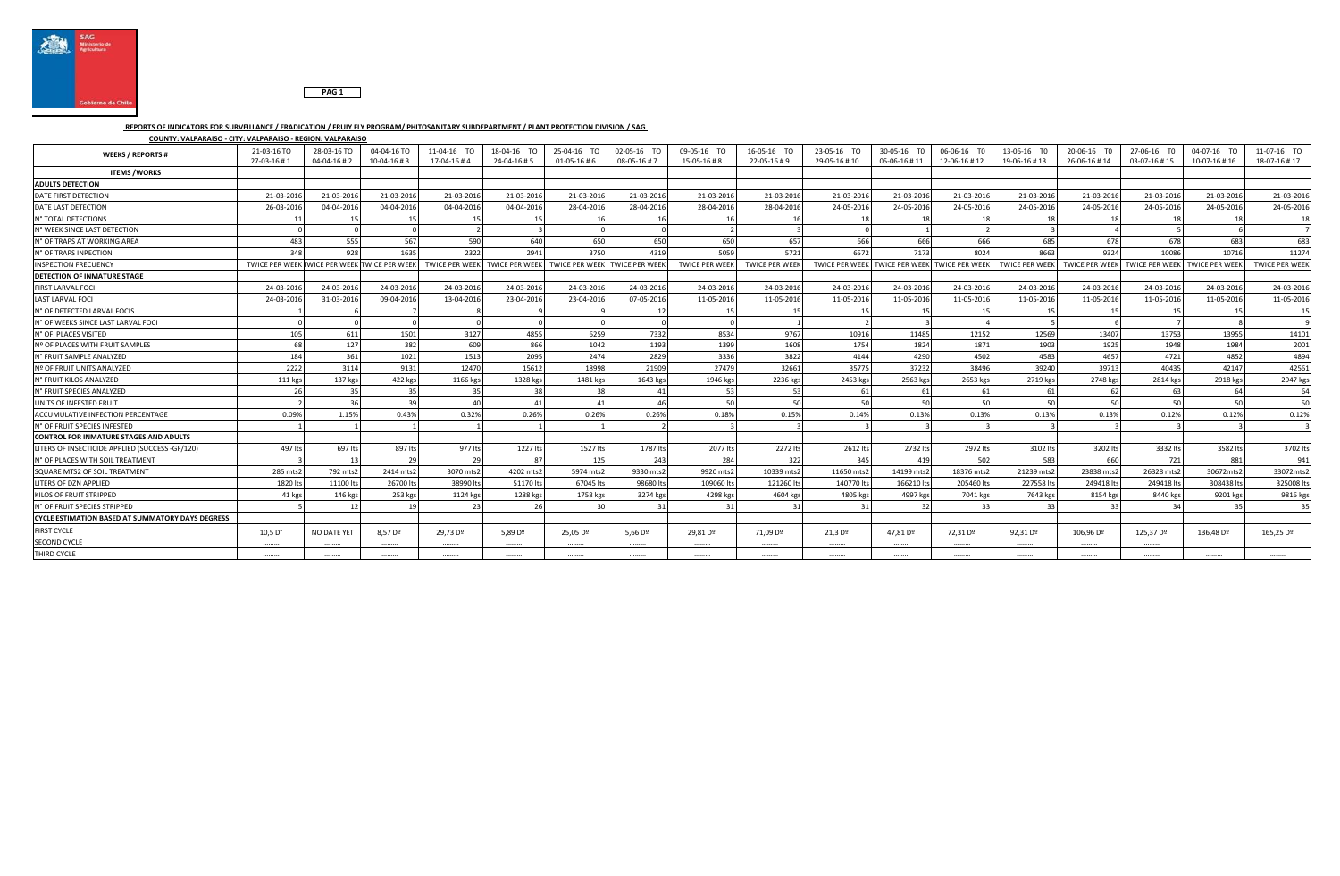SAG Ministerio de Agricultura

Gobierno de Chile

PAG 1

**REPORTS OF INDICATORS FOR SURVEILLANCE / ERADICATION / FRUIY FLY PROGRAM/ PHITOSANITARY SUBDEPARTMENT / PLANT PROTECTION DIVISION / SAG**

**COUNTY: VALPARAISO - CITY: VALPARAISO - REGION: VALPARAISO**

| WEEKS / REPORTS # | 21-03-16 TO 27-03-16 # 1 | 28-03-16 TO 04-04-16 # 2 | 04-04-16 TO 10-04-16 # 3 | 11-04-16 TO 17-04-16 # 4 | 18-04-16 TO 24-04-16 # 5 | 25-04-16 TO 01-05-16 # 6 | 02-05-16 TO 08-05-16 # 7 | 09-05-16 TO 15-05-16 # 8 | 16-05-16 TO 22-05-16 # 9 | 23-05-16 TO 29-05-16 # 10 | 30-05-16 T0 05-06-16 # 11 | 06-06-16 T0 12-06-16 # 12 | 13-06-16 T0 19-06-16 # 13 | 20-06-16 T0 26-06-16 # 14 | 27-06-16 TO 03-07-16 # 15 | 04-07-16 TO 10-07-16 # 16 | 11-07-16 TO 18-07-16 # 17 |
|---|---|---|---|---|---|---|---|---|---|---|---|---|---|---|---|---|---|
| **ITEMS /WORKS** | | | | | | | | | | | | | | | | | |
| **ADULTS DETECTION** | | | | | | | | | | | | | | | | | |
| DATE FIRST DETECTION | 21-03-2016 | 21-03-2016 | 21-03-2016 | 21-03-2016 | 21-03-2016 | 21-03-2016 | 21-03-2016 | 21-03-2016 | 21-03-2016 | 21-03-2016 | 21-03-2016 | 21-03-2016 | 21-03-2016 | 21-03-2016 | 21-03-2016 | 21-03-2016 | 21-03-2016 |
| DATE LAST DETECTION | 26-03-2016 | 04-04-2016 | 04-04-2016 | 04-04-2016 | 04-04-2016 | 28-04-2016 | 28-04-2016 | 28-04-2016 | 28-04-2016 | 24-05-2016 | 24-05-2016 | 24-05-2016 | 24-05-2016 | 24-05-2016 | 24-05-2016 | 24-05-2016 | 24-05-2016 |
| N° TOTAL DETECTIONS | 11 | 15 | 15 | 15 | 15 | 16 | 16 | 16 | 16 | 18 | 18 | 18 | 18 | 18 | 18 | 18 | 18 |
| N° WEEK SINCE LAST DETECTION | 0 | 0 | 0 | 2 | 3 | 0 | 0 | 2 | 3 | 0 | 1 | 2 | 3 | 4 | 5 | 6 | 7 |
| N° OF TRAPS AT WORKING AREA | 483 | 555 | 567 | 590 | 640 | 650 | 650 | 650 | 657 | 666 | 666 | 666 | 685 | 678 | 678 | 683 | 683 |
| N° OF TRAPS INPECTION | 348 | 928 | 1635 | 2322 | 2941 | 3750 | 4319 | 5059 | 5721 | 6572 | 7173 | 8024 | 8663 | 9324 | 10086 | 10716 | 11274 |
| INSPECTION FRECUENCY | TWICE PER WEEK | TWICE PER WEEK | TWICE PER WEEK | TWICE PER WEEK | TWICE PER WEEK | TWICE PER WEEK | TWICE PER WEEK | TWICE PER WEEK | TWICE PER WEEK | TWICE PER WEEK | TWICE PER WEEK | TWICE PER WEEK | TWICE PER WEEK | TWICE PER WEEK | TWICE PER WEEK | TWICE PER WEEK | TWICE PER WEEK |
| **DETECTION OF INMATURE STAGE** | | | | | | | | | | | | | | | | | |
| FIRST LARVAL FOCI | 24-03-2016 | 24-03-2016 | 24-03-2016 | 24-03-2016 | 24-03-2016 | 24-03-2016 | 24-03-2016 | 24-03-2016 | 24-03-2016 | 24-03-2016 | 24-03-2016 | 24-03-2016 | 24-03-2016 | 24-03-2016 | 24-03-2016 | 24-03-2016 | 24-03-2016 |
| LAST LARVAL FOCI | 24-03-2016 | 31-03-2016 | 09-04-2016 | 13-04-2016 | 23-04-2016 | 23-04-2016 | 07-05-2016 | 11-05-2016 | 11-05-2016 | 11-05-2016 | 11-05-2016 | 11-05-2016 | 11-05-2016 | 11-05-2016 | 11-05-2016 | 11-05-2016 | 11-05-2016 |
| N° OF DETECTED LARVAL FOCIS | 1 | 6 | 7 | 8 | 9 | 9 | 12 | 15 | 15 | 15 | 15 | 15 | 15 | 15 | 15 | 15 | 15 |
| N° OF WEEKS SINCE LAST LARVAL FOCI | 0 | 0 | 0 | 0 | 0 | 0 | 0 | 0 | 1 | 2 | 3 | 4 | 5 | 6 | 7 | 8 | 9 |
| N° OF PLACES VISITED | 105 | 611 | 1501 | 3127 | 4855 | 6259 | 7332 | 8534 | 9767 | 10916 | 11485 | 12152 | 12569 | 13407 | 13753 | 13955 | 14101 |
| Nº OF PLACES WITH FRUIT SAMPLES | 68 | 127 | 382 | 609 | 866 | 1042 | 1193 | 1399 | 1608 | 1754 | 1824 | 1871 | 1903 | 1925 | 1948 | 1984 | 2001 |
| N° FRUIT SAMPLE ANALYZED | 184 | 361 | 1021 | 1513 | 2095 | 2474 | 2829 | 3336 | 3822 | 4144 | 4290 | 4502 | 4583 | 4657 | 4721 | 4852 | 4894 |
| Nº OF FRUIT UNITS ANALYZED | 2222 | 3114 | 9131 | 12470 | 15612 | 18998 | 21909 | 27479 | 32661 | 35775 | 37232 | 38496 | 39240 | 39713 | 40435 | 42147 | 42561 |
| N° FRUIT KILOS ANALYZED | 111 kgs | 137 kgs | 422 kgs | 1166 kgs | 1328 kgs | 1481 kgs | 1643 kgs | 1946 kgs | 2236 kgs | 2453 kgs | 2563 kgs | 2653 kgs | 2719 kgs | 2748 kgs | 2814 kgs | 2918 kgs | 2947 kgs |
| N° FRUIT SPECIES ANALYZED | 26 | 35 | 35 | 35 | 38 | 38 | 41 | 53 | 53 | 61 | 61 | 61 | 61 | 62 | 63 | 64 | 64 |
| UNITS OF INFESTED FRUIT | 2 | 36 | 39 | 40 | 41 | 41 | 46 | 50 | 50 | 50 | 50 | 50 | 50 | 50 | 50 | 50 | 50 |
| ACCUMULATIVE INFECTION PERCENTAGE | 0.09% | 1.15% | 0.43% | 0.32% | 0.26% | 0.26% | 0.26% | 0.18% | 0.15% | 0.14% | 0.13% | 0.13% | 0.13% | 0.13% | 0.12% | 0.12% | 0.12% |
| N° OF FRUIT SPECIES INFESTED | 1 | 1 | 1 | 1 | 1 | 1 | 2 | 3 | 3 | 3 | 3 | 3 | 3 | 3 | 3 | 3 | 3 |
| **CONTROL FOR INMATURE STAGES AND ADULTS** | | | | | | | | | | | | | | | | | |
| LITERS OF INSECTICIDE APPLIED (SUCCESS -GF/120) | 497 lts | 697 lts | 897 lts | 977 lts | 1227 lts | 1527 lts | 1787 lts | 2077 lts | 2272 lts | 2612 lts | 2732 lts | 2972 lts | 3102 lts | 3202 lts | 3332 lts | 3582 lts | 3702 lts |
| N° OF PLACES WITH SOIL TREATMENT | 3 | 13 | 29 | 29 | 87 | 125 | 243 | 284 | 322 | 345 | 419 | 502 | 583 | 660 | 721 | 881 | 941 |
| SQUARE MTS2 OF SOIL TREATMENT | 285 mts2 | 792 mts2 | 2414 mts2 | 3070 mts2 | 4202 mts2 | 5974 mts2 | 9330 mts2 | 9920 mts2 | 10339 mts2 | 11650 mts2 | 14199 mts2 | 18376 mts2 | 21239 mts2 | 23838 mts2 | 26328 mts2 | 30672mts2 | 33072mts2 |
| LITERS OF DZN APPLIED | 1820 lts | 11100 lts | 26700 lts | 38990 lts | 51170 lts | 67045 lts | 98680 lts | 109060 lts | 121260 lts | 140770 lts | 166210 lts | 205460 lts | 227558 lts | 249418 lts | 249418 lts | 308438 lts | 325008 lts |
| KILOS OF FRUIT STRIPPED | 41 kgs | 146 kgs | 253 kgs | 1124 kgs | 1288 kgs | 1758 kgs | 3274 kgs | 4298 kgs | 4604 kgs | 4805 kgs | 4997 kgs | 7041 kgs | 7643 kgs | 8154 kgs | 8440 kgs | 9201 kgs | 9816 kgs |
| N° OF FRUIT SPECIES STRIPPED | 5 | 12 | 19 | 23 | 26 | 30 | 31 | 31 | 31 | 31 | 32 | 33 | 33 | 33 | 34 | 35 | 35 |
| **CYCLE ESTIMATION BASED AT SUMMATORY DAYS DEGRESS** | | | | | | | | | | | | | | | | | |
| FIRST CYCLE | 10,5 D° | NO DATE YET | 8,57 Dº | 29,73 Dº | 5,89 Dº | 25,05 Dº | 5,66 Dº | 29,81 Dº | 71,09 Dº | 21,3 Dº | 47,81 Dº | 72,31 Dº | 92,31 Dº | 106,96 Dº | 125,37 Dº | 136,48 Dº | 165,25 Dº |
| SECOND CYCLE | ......... | ......... | ......... | ......... | ......... | ......... | ......... | ......... | ......... | ......... | ......... | ......... | ......... | ......... | ......... | ......... | ......... |
| THIRD CYCLE | ......... | ......... | ......... | ......... | ......... | ......... | ......... | ......... | ......... | ......... | ......... | ......... | ......... | ......... | ......... | ......... | ......... |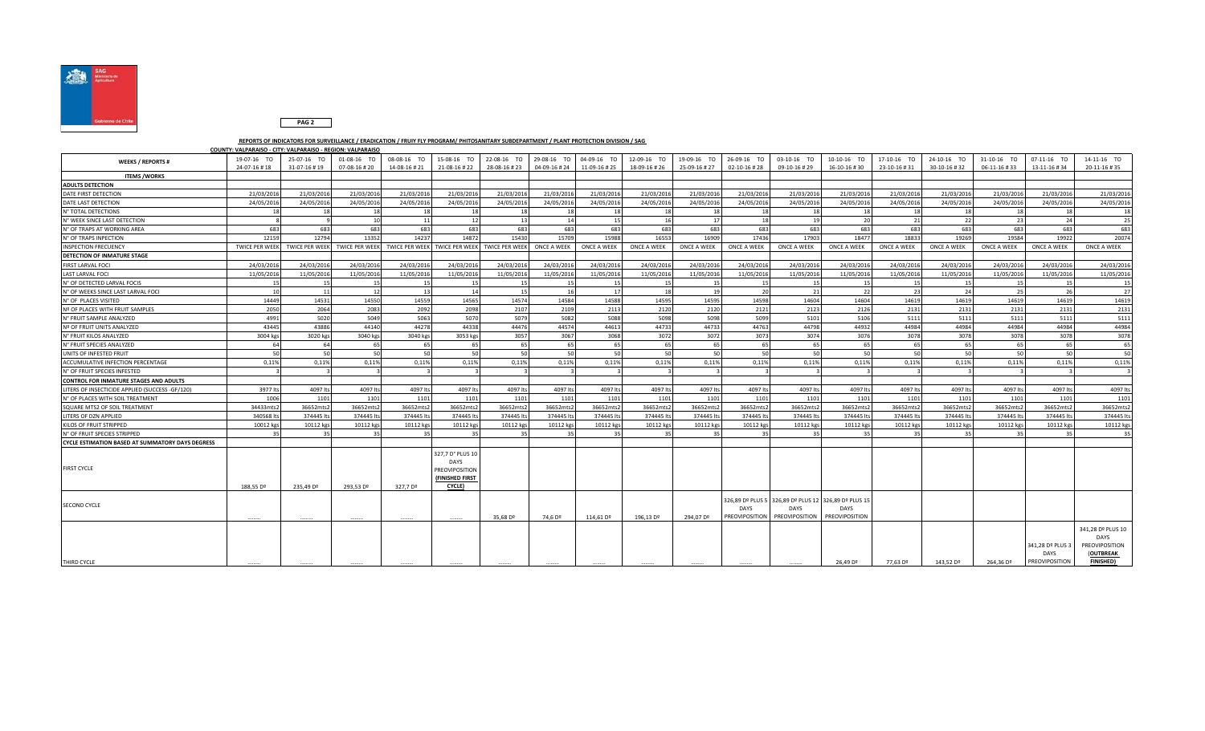**REPORTS OF INDICATORS FOR SURVEILLANCE / ERADICATION / FRUIY FLY PROGRAM/ PHITOSANITARY SUBDEPARTMENT / PLANT PROTECTION DIVISION / SAG**

**COUNTY: VALPARAISO - CITY: VALPARAISO - REGION: VALPARAISO**

| WEEKS / REPORTS # | 19-07-16 TO 24-07-16 # 18 | 25-07-16 TO 31-07-16 # 19 | 01-08-16 TO 07-08-16 # 20 | 08-08-16 TO 14-08-16 # 21 | 15-08-16 TO 21-08-16 # 22 | 22-08-16 TO 28-08-16 # 23 | 29-08-16 TO 04-09-16 # 24 | 04-09-16 TO 11-09-16 # 25 | 12-09-16 TO 18-09-16 # 26 | 19-09-16 TO 25-09-16 # 27 | 26-09-16 TO 02-10-16 # 28 | 03-10-16 TO 09-10-16 # 29 | 10-10-16 TO 16-10-16 # 30 | 17-10-16 TO 23-10-16 # 31 | 24-10-16 TO 30-10-16 # 32 | 31-10-16 TO 06-11-16 # 33 | 07-11-16 TO 13-11-16 # 34 | 14-11-16 TO 20-11-16 # 35 |
|---|---|---|---|---|---|---|---|---|---|---|---|---|---|---|---|---|---|---|
| **ITEMS /WORKS** | | | | | | | | | | | | | | | | | | |
| **ADULTS DETECTION** | | | | | | | | | | | | | | | | | | |
| DATE FIRST DETECTION | 21/03/2016 | 21/03/2016 | 21/03/2016 | 21/03/2016 | 21/03/2016 | 21/03/2016 | 21/03/2016 | 21/03/2016 | 21/03/2016 | 21/03/2016 | 21/03/2016 | 21/03/2016 | 21/03/2016 | 21/03/2016 | 21/03/2016 | 21/03/2016 | 21/03/2016 | 21/03/2016 |
| DATE LAST DETECTION | 24/05/2016 | 24/05/2016 | 24/05/2016 | 24/05/2016 | 24/05/2016 | 24/05/2016 | 24/05/2016 | 24/05/2016 | 24/05/2016 | 24/05/2016 | 24/05/2016 | 24/05/2016 | 24/05/2016 | 24/05/2016 | 24/05/2016 | 24/05/2016 | 24/05/2016 | 24/05/2016 |
| N° TOTAL DETECTIONS | 18 | 18 | 18 | 18 | 18 | 18 | 18 | 18 | 18 | 18 | 18 | 18 | 18 | 18 | 18 | 18 | 18 | 18 |
| N° WEEK SINCE LAST DETECTION | 8 | 9 | 10 | 11 | 12 | 13 | 14 | 15 | 16 | 17 | 18 | 19 | 20 | 21 | 22 | 23 | 24 | 25 |
| N° OF TRAPS AT WORKING AREA | 683 | 683 | 683 | 683 | 683 | 683 | 683 | 683 | 683 | 683 | 683 | 683 | 683 | 683 | 683 | 683 | 683 | 683 |
| N° OF TRAPS INPECTION | 12159 | 12794 | 13352 | 14237 | 14872 | 15430 | 15709 | 15988 | 16553 | 16909 | 17436 | 17903 | 18477 | 18833 | 19269 | 19584 | 19922 | 20074 |
| INSPECTION FRECUENCY | TWICE PER WEEK | TWICE PER WEEK | TWICE PER WEEK | TWICE PER WEEK | TWICE PER WEEK | TWICE PER WEEK | ONCE A WEEK | ONCE A WEEK | ONCE A WEEK | ONCE A WEEK | ONCE A WEEK | ONCE A WEEK | ONCE A WEEK | ONCE A WEEK | ONCE A WEEK | ONCE A WEEK | ONCE A WEEK | ONCE A WEEK |
| **DETECTION OF INMATURE STAGE** | | | | | | | | | | | | | | | | | | |
| FIRST LARVAL FOCI | 24/03/2016 | 24/03/2016 | 24/03/2016 | 24/03/2016 | 24/03/2016 | 24/03/2016 | 24/03/2016 | 24/03/2016 | 24/03/2016 | 24/03/2016 | 24/03/2016 | 24/03/2016 | 24/03/2016 | 24/03/2016 | 24/03/2016 | 24/03/2016 | 24/03/2016 | 24/03/2016 |
| LAST LARVAL FOCI | 11/05/2016 | 11/05/2016 | 11/05/2016 | 11/05/2016 | 11/05/2016 | 11/05/2016 | 11/05/2016 | 11/05/2016 | 11/05/2016 | 11/05/2016 | 11/05/2016 | 11/05/2016 | 11/05/2016 | 11/05/2016 | 11/05/2016 | 11/05/2016 | 11/05/2016 | 11/05/2016 |
| N° OF DETECTED LARVAL FOCIS | 15 | 15 | 15 | 15 | 15 | 15 | 15 | 15 | 15 | 15 | 15 | 15 | 15 | 15 | 15 | 15 | 15 | 15 |
| N° OF WEEKS SINCE LAST LARVAL FOCI | 10 | 11 | 12 | 13 | 14 | 15 | 16 | 17 | 18 | 19 | 20 | 21 | 22 | 23 | 24 | 25 | 26 | 27 |
| N° OF PLACES VISITED | 14449 | 14531 | 14550 | 14559 | 14565 | 14574 | 14584 | 14588 | 14595 | 14595 | 14598 | 14604 | 14604 | 14619 | 14619 | 14619 | 14619 | 14619 |
| Nº OF PLACES WITH FRUIT SAMPLES | 2050 | 2064 | 2083 | 2092 | 2098 | 2107 | 2109 | 2113 | 2120 | 2120 | 2121 | 2123 | 2126 | 2131 | 2131 | 2131 | 2131 | 2131 |
| N° FRUIT SAMPLE ANALYZED | 4991 | 5020 | 5049 | 5063 | 5070 | 5079 | 5082 | 5088 | 5098 | 5098 | 5099 | 5101 | 5106 | 5111 | 5111 | 5111 | 5111 | 5111 |
| Nº OF FRUIT UNITS ANALYZED | 43445 | 43886 | 44140 | 44278 | 44338 | 44476 | 44574 | 44613 | 44733 | 44733 | 44763 | 44798 | 44932 | 44984 | 44984 | 44984 | 44984 | 44984 |
| N° FRUIT KILOS ANALYZED | 3004 kgs | 3020 kgs | 3040 kgs | 3040 kgs | 3053 kgs | 3057 | 3067 | 3068 | 3072 | 3072 | 3073 | 3074 | 3076 | 3078 | 3078 | 3078 | 3078 | 3078 |
| N° FRUIT SPECIES ANALYZED | 64 | 64 | 65 | 65 | 65 | 65 | 65 | 65 | 65 | 65 | 65 | 65 | 65 | 65 | 65 | 65 | 65 | 65 |
| UNITS OF INFESTED FRUIT | 50 | 50 | 50 | 50 | 50 | 50 | 50 | 50 | 50 | 50 | 50 | 50 | 50 | 50 | 50 | 50 | 50 | 50 |
| ACCUMULATIVE INFECTION PERCENTAGE | 0,11% | 0,11% | 0,11% | 0,11% | 0,11% | 0,11% | 0,11% | 0,11% | 0,11% | 0,11% | 0,11% | 0,11% | 0,11% | 0,11% | 0,11% | 0,11% | 0,11% | 0,11% |
| N° OF FRUIT SPECIES INFESTED | 3 | 3 | 3 | 3 | 3 | 3 | 3 | 3 | 3 | 3 | 3 | 3 | 3 | 3 | 3 | 3 | 3 | 3 |
| **CONTROL FOR INMATURE STAGES AND ADULTS** | | | | | | | | | | | | | | | | | | |
| LITERS OF INSECTICIDE APPLIED (SUCCESS -GF/120) | 3977 lts | 4097 lts | 4097 lts | 4097 lts | 4097 lts | 4097 lts | 4097 lts | 4097 lts | 4097 lts | 4097 lts | 4097 lts | 4097 lts | 4097 lts | 4097 lts | 4097 lts | 4097 lts | 4097 lts | 4097 lts |
| N° OF PLACES WITH SOIL TREATMENT | 1006 | 1101 | 1101 | 1101 | 1101 | 1101 | 1101 | 1101 | 1101 | 1101 | 1101 | 1101 | 1101 | 1101 | 1101 | 1101 | 1101 | 1101 |
| SQUARE MTS2 OF SOIL TREATMENT | 34433mts2 | 36652mts2 | 36652mts2 | 36652mts2 | 36652mts2 | 36652mts2 | 36652mts2 | 36652mts2 | 36652mts2 | 36652mts2 | 36652mts2 | 36652mts2 | 36652mts2 | 36652mts2 | 36652mts2 | 36652mts2 | 36652mts2 | 36652mts2 |
| LITERS OF DZN APPLIED | 340568 lts | 374445 lts | 374445 lts | 374445 lts | 374445 lts | 374445 lts | 374445 lts | 374445 lts | 374445 lts | 374445 lts | 374445 lts | 374445 lts | 374445 lts | 374445 lts | 374445 lts | 374445 lts | 374445 lts | 374445 lts |
| KILOS OF FRUIT STRIPPED | 10012 kgs | 10112 kgs | 10112 kgs | 10112 kgs | 10112 kgs | 10112 kgs | 10112 kgs | 10112 kgs | 10112 kgs | 10112 kgs | 10112 kgs | 10112 kgs | 10112 kgs | 10112 kgs | 10112 kgs | 10112 kgs | 10112 kgs | 10112 kgs |
| N° OF FRUIT SPECIES STRIPPED | 35 | 35 | 35 | 35 | 35 | 35 | 35 | 35 | 35 | 35 | 35 | 35 | 35 | 35 | 35 | 35 | 35 | 35 |
| **CYCLE ESTIMATION BASED AT SUMMATORY DAYS DEGRESS** | | | | | | | | | | | | | | | | | | |
| FIRST CYCLE | 188,55 Dº | 235,49 Dº | 293,53 Dº | 327,7 Dº | 327,7 Dº PLUS 10 DAYS PREOVIPOSITION (FINISHED FIRST CYCLE) | | | | | | | | | | | | | |
| SECOND CYCLE | ....... | ....... | ....... | ....... | ....... | 35,68 Dº | 74,6 Dº | 114,61 Dº | 196,13 Dº | 294,07 Dº | 326,89 Dº PLUS 5 DAYS PREOVIPOSITION | 326,89 Dº PLUS 12 DAYS PREOVIPOSITION | 326,89 Dº PLUS 15 DAYS PREOVIPOSITION | | | | | |
| THIRD CYCLE | ....... | ....... | ....... | ....... | ....... | ....... | ....... | ....... | ....... | ....... | ....... | ....... | 26,49 Dº | 77,63 Dº | 143,52 Dº | 264,36 Dº | 341,28 Dº PLUS 3 DAYS PREOVIPOSITION | 341,28 Dº PLUS 10 DAYS PREOVIPOSITION (OUTBREAK FINISHED) |